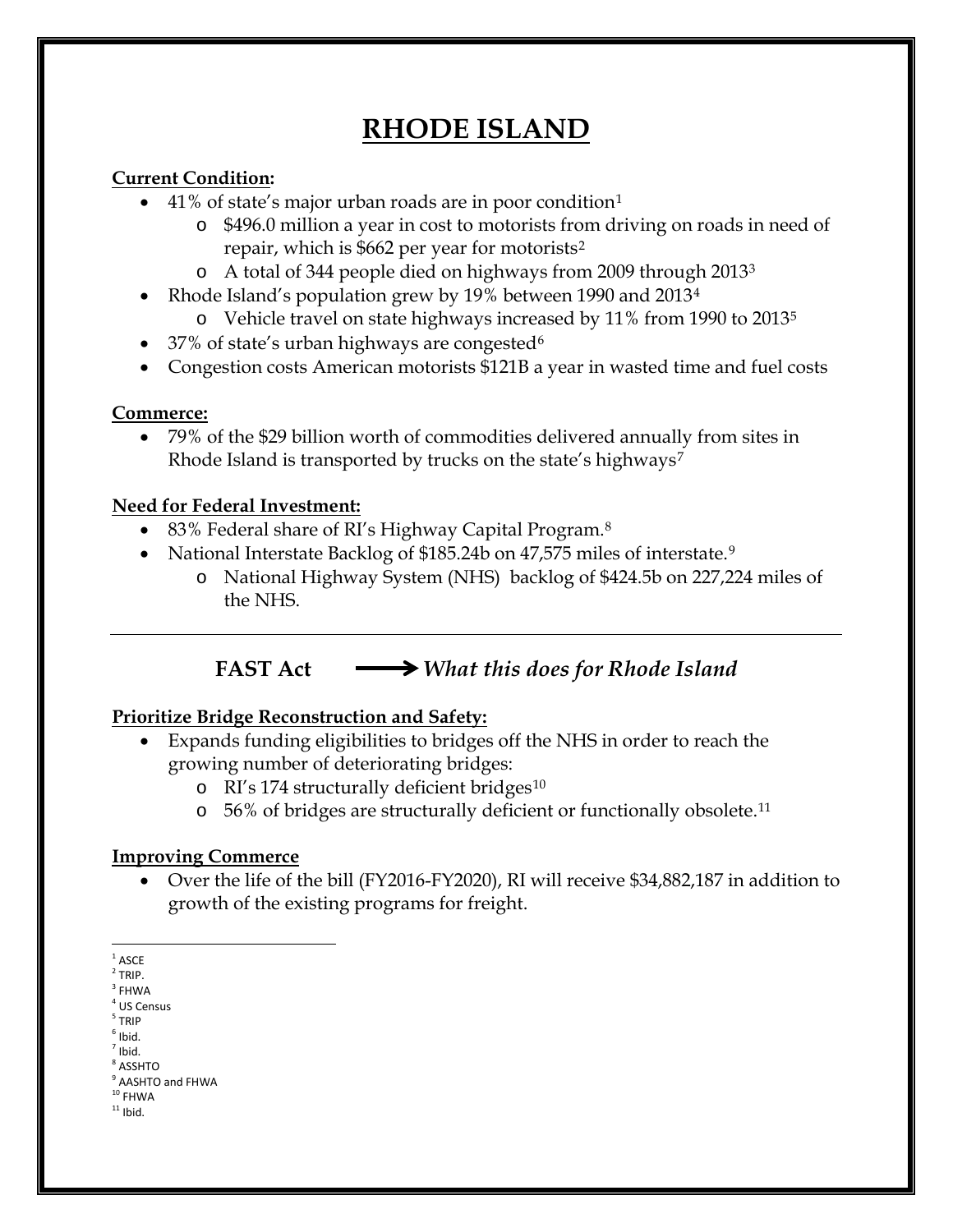# RHODE ISLAND

**Current Condition:**

- 41% of state's major urban roads are in poor condition[1]
  - $496.0 million a year in cost to motorists from driving on roads in need of repair, which is $662 per year for motorists[2]
  - A total of 344 people died on highways from 2009 through 2013[3]
- Rhode Island's population grew by 19% between 1990 and 2013[4]
  - Vehicle travel on state highways increased by 11% from 1990 to 2013[5]
- 37% of state's urban highways are congested[6]
- Congestion costs American motorists $121B a year in wasted time and fuel costs

**Commerce:**

- 79% of the $29 billion worth of commodities delivered annually from sites in Rhode Island is transported by trucks on the state's highways[7]

**Need for Federal Investment:**

- 83% Federal share of RI's Highway Capital Program.[8]
- National Interstate Backlog of $185.24b on 47,575 miles of interstate.[9]
  - National Highway System (NHS) backlog of $424.5b on 227,224 miles of the NHS.

---

## FAST Act ⟶ *What this does for Rhode Island*

**Prioritize Bridge Reconstruction and Safety:**

- Expands funding eligibilities to bridges off the NHS in order to reach the growing number of deteriorating bridges:
  - RI's 174 structurally deficient bridges[10]
  - 56% of bridges are structurally deficient or functionally obsolete.[11]

**Improving Commerce**

- Over the life of the bill (FY2016-FY2020), RI will receive $34,882,187 in addition to growth of the existing programs for freight.

---

[1] ASCE
[2] TRIP.
[3] FHWA
[4] US Census
[5] TRIP
[6] Ibid.
[7] Ibid.
[8] ASSHTO
[9] AASHTO and FHWA
[10] FHWA
[11] Ibid.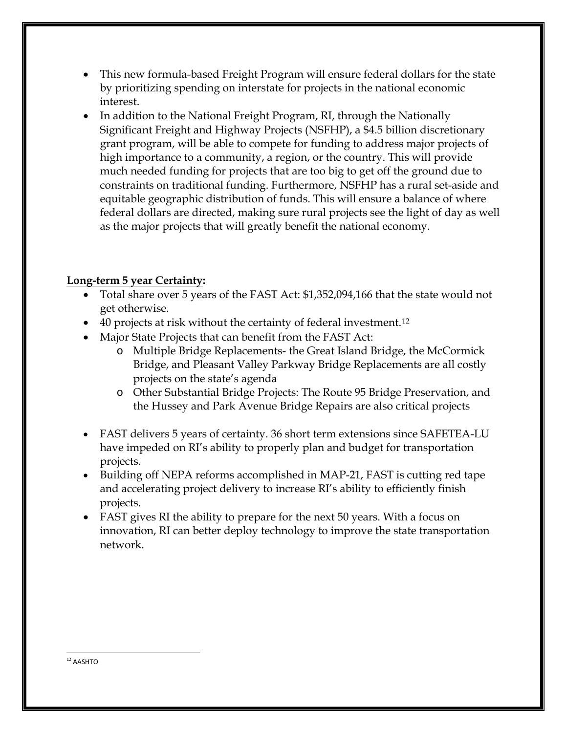- This new formula-based Freight Program will ensure federal dollars for the state by prioritizing spending on interstate for projects in the national economic interest.
- In addition to the National Freight Program, RI, through the Nationally Significant Freight and Highway Projects (NSFHP), a $4.5 billion discretionary grant program, will be able to compete for funding to address major projects of high importance to a community, a region, or the country. This will provide much needed funding for projects that are too big to get off the ground due to constraints on traditional funding. Furthermore, NSFHP has a rural set-aside and equitable geographic distribution of funds. This will ensure a balance of where federal dollars are directed, making sure rural projects see the light of day as well as the major projects that will greatly benefit the national economy.

**Long-term 5 year Certainty:**

- Total share over 5 years of the FAST Act: $1,352,094,166 that the state would not get otherwise.
- 40 projects at risk without the certainty of federal investment.[12]
- Major State Projects that can benefit from the FAST Act:
  - Multiple Bridge Replacements- the Great Island Bridge, the McCormick Bridge, and Pleasant Valley Parkway Bridge Replacements are all costly projects on the state's agenda
  - Other Substantial Bridge Projects: The Route 95 Bridge Preservation, and the Hussey and Park Avenue Bridge Repairs are also critical projects
- FAST delivers 5 years of certainty. 36 short term extensions since SAFETEA-LU have impeded on RI's ability to properly plan and budget for transportation projects.
- Building off NEPA reforms accomplished in MAP-21, FAST is cutting red tape and accelerating project delivery to increase RI's ability to efficiently finish projects.
- FAST gives RI the ability to prepare for the next 50 years. With a focus on innovation, RI can better deploy technology to improve the state transportation network.

[12] AASHTO